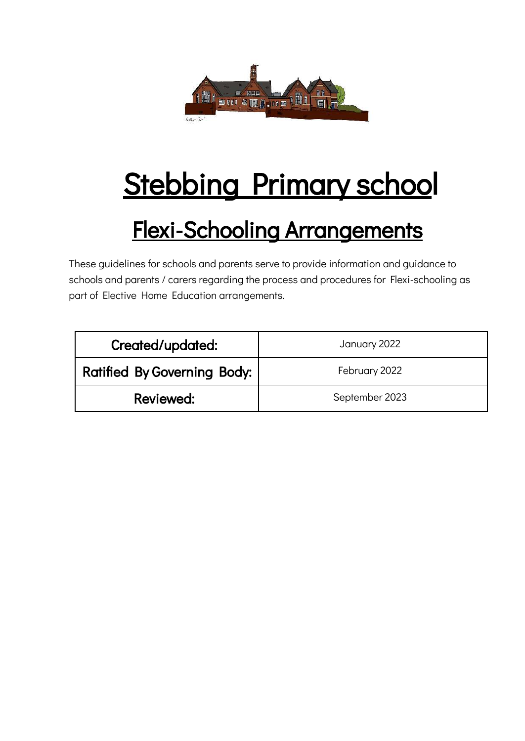# Stebbing Primary school

## Flexi-Schooling Arrangements

These guidelines for schools and parents serve to provide information and guidance to schools and parents / carers regarding the process and procedures for Flexi-schooling as part of Elective Home Education arrangements.

| Created/updated: | January 2022 |
| --- | --- |
| Ratified By Governing Body: | February 2022 |
| Reviewed: | September 2023 |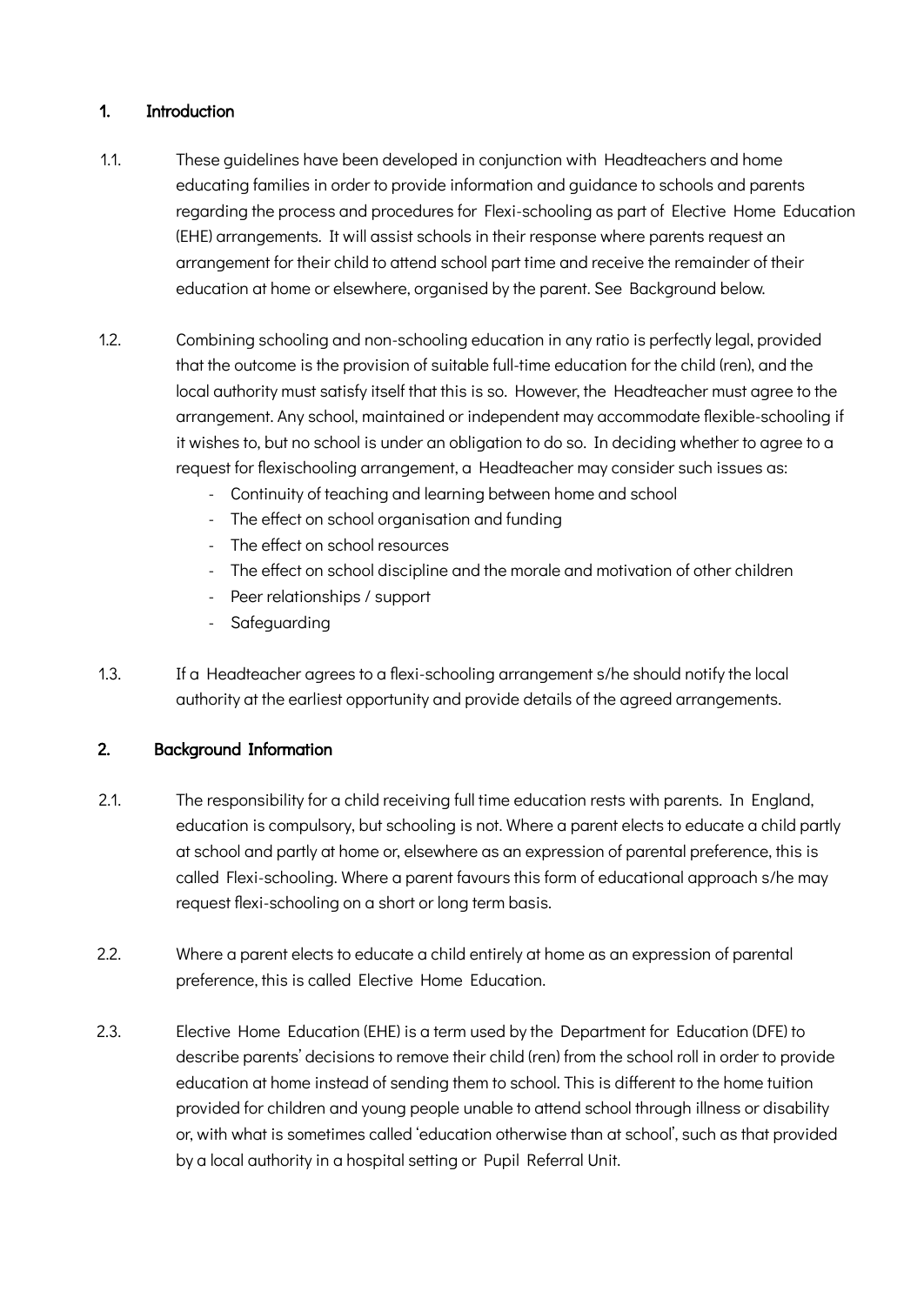## 1. Introduction

1.1. These guidelines have been developed in conjunction with Headteachers and home educating families in order to provide information and guidance to schools and parents regarding the process and procedures for Flexi-schooling as part of Elective Home Education (EHE) arrangements. It will assist schools in their response where parents request an arrangement for their child to attend school part time and receive the remainder of their education at home or elsewhere, organised by the parent. See Background below.

1.2. Combining schooling and non-schooling education in any ratio is perfectly legal, provided that the outcome is the provision of suitable full-time education for the child (ren), and the local authority must satisfy itself that this is so. However, the Headteacher must agree to the arrangement. Any school, maintained or independent may accommodate flexible-schooling if it wishes to, but no school is under an obligation to do so. In deciding whether to agree to a request for flexischooling arrangement, a Headteacher may consider such issues as:

- Continuity of teaching and learning between home and school
- The effect on school organisation and funding
- The effect on school resources
- The effect on school discipline and the morale and motivation of other children
- Peer relationships / support
- Safeguarding

1.3. If a Headteacher agrees to a flexi-schooling arrangement s/he should notify the local authority at the earliest opportunity and provide details of the agreed arrangements.

## 2. Background Information

2.1. The responsibility for a child receiving full time education rests with parents. In England, education is compulsory, but schooling is not. Where a parent elects to educate a child partly at school and partly at home or, elsewhere as an expression of parental preference, this is called Flexi-schooling. Where a parent favours this form of educational approach s/he may request flexi-schooling on a short or long term basis.

2.2. Where a parent elects to educate a child entirely at home as an expression of parental preference, this is called Elective Home Education.

2.3. Elective Home Education (EHE) is a term used by the Department for Education (DFE) to describe parents' decisions to remove their child (ren) from the school roll in order to provide education at home instead of sending them to school. This is different to the home tuition provided for children and young people unable to attend school through illness or disability or, with what is sometimes called 'education otherwise than at school', such as that provided by a local authority in a hospital setting or Pupil Referral Unit.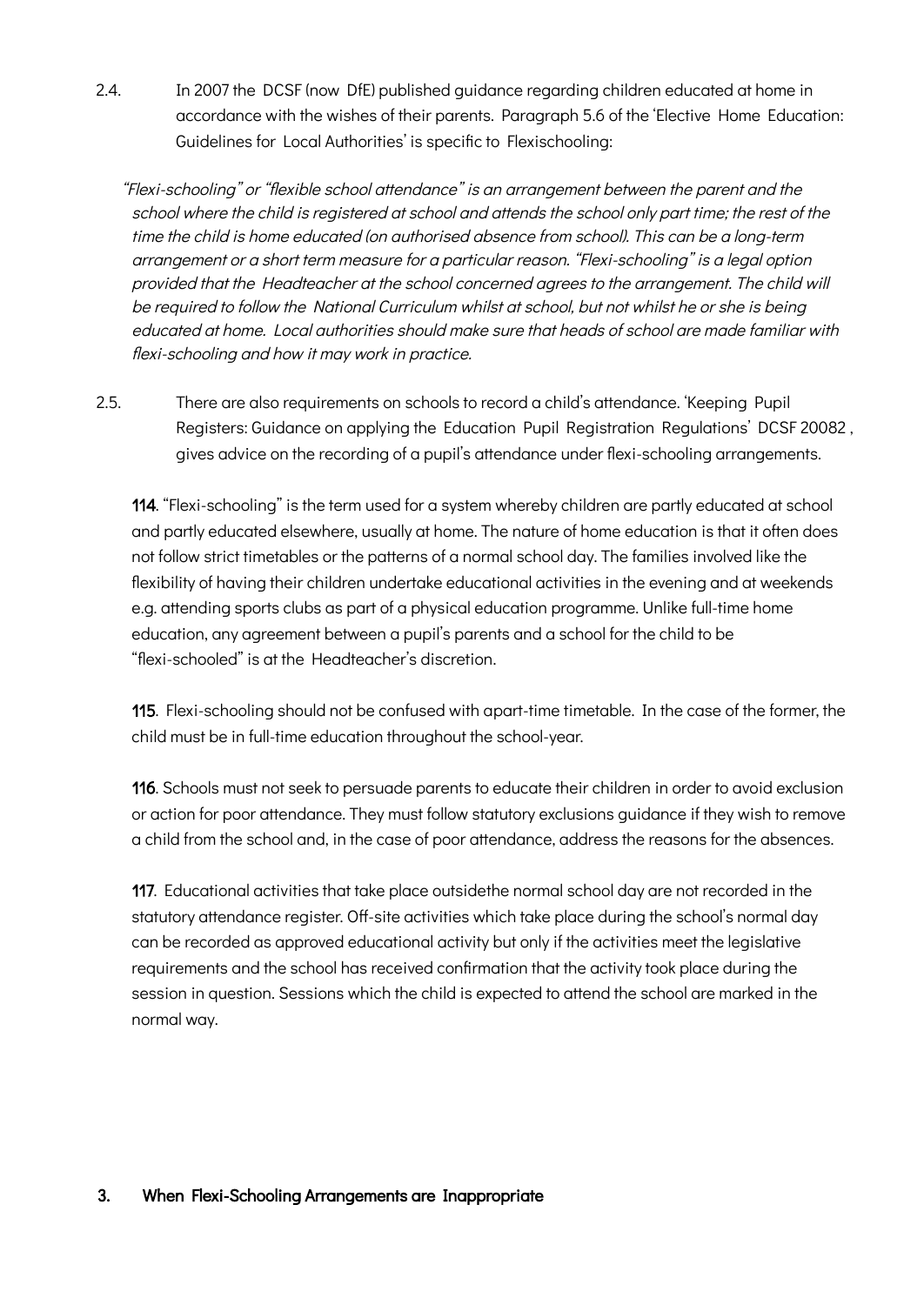2.4. In 2007 the DCSF (now DfE) published guidance regarding children educated at home in accordance with the wishes of their parents. Paragraph 5.6 of the 'Elective Home Education: Guidelines for Local Authorities' is specific to Flexischooling:

*"Flexi-schooling" or "flexible school attendance" is an arrangement between the parent and the school where the child is registered at school and attends the school only part time; the rest of the time the child is home educated (on authorised absence from school). This can be a long-term arrangement or a short term measure for a particular reason. "Flexi-schooling" is a legal option provided that the Headteacher at the school concerned agrees to the arrangement. The child will be required to follow the National Curriculum whilst at school, but not whilst he or she is being educated at home. Local authorities should make sure that heads of school are made familiar with flexi-schooling and how it may work in practice.*

2.5. There are also requirements on schools to record a child's attendance. 'Keeping Pupil Registers: Guidance on applying the Education Pupil Registration Regulations' DCSF 20082 , gives advice on the recording of a pupil's attendance under flexi-schooling arrangements.

**114**. "Flexi-schooling" is the term used for a system whereby children are partly educated at school and partly educated elsewhere, usually at home. The nature of home education is that it often does not follow strict timetables or the patterns of a normal school day. The families involved like the flexibility of having their children undertake educational activities in the evening and at weekends e.g. attending sports clubs as part of a physical education programme. Unlike full-time home education, any agreement between a pupil's parents and a school for the child to be "flexi-schooled" is at the Headteacher's discretion.

**115**. Flexi-schooling should not be confused with apart-time timetable. In the case of the former, the child must be in full-time education throughout the school-year.

**116**. Schools must not seek to persuade parents to educate their children in order to avoid exclusion or action for poor attendance. They must follow statutory exclusions guidance if they wish to remove a child from the school and, in the case of poor attendance, address the reasons for the absences.

**117**. Educational activities that take place outsidethe normal school day are not recorded in the statutory attendance register. Off-site activities which take place during the school's normal day can be recorded as approved educational activity but only if the activities meet the legislative requirements and the school has received confirmation that the activity took place during the session in question. Sessions which the child is expected to attend the school are marked in the normal way.

## 3. When Flexi-Schooling Arrangements are Inappropriate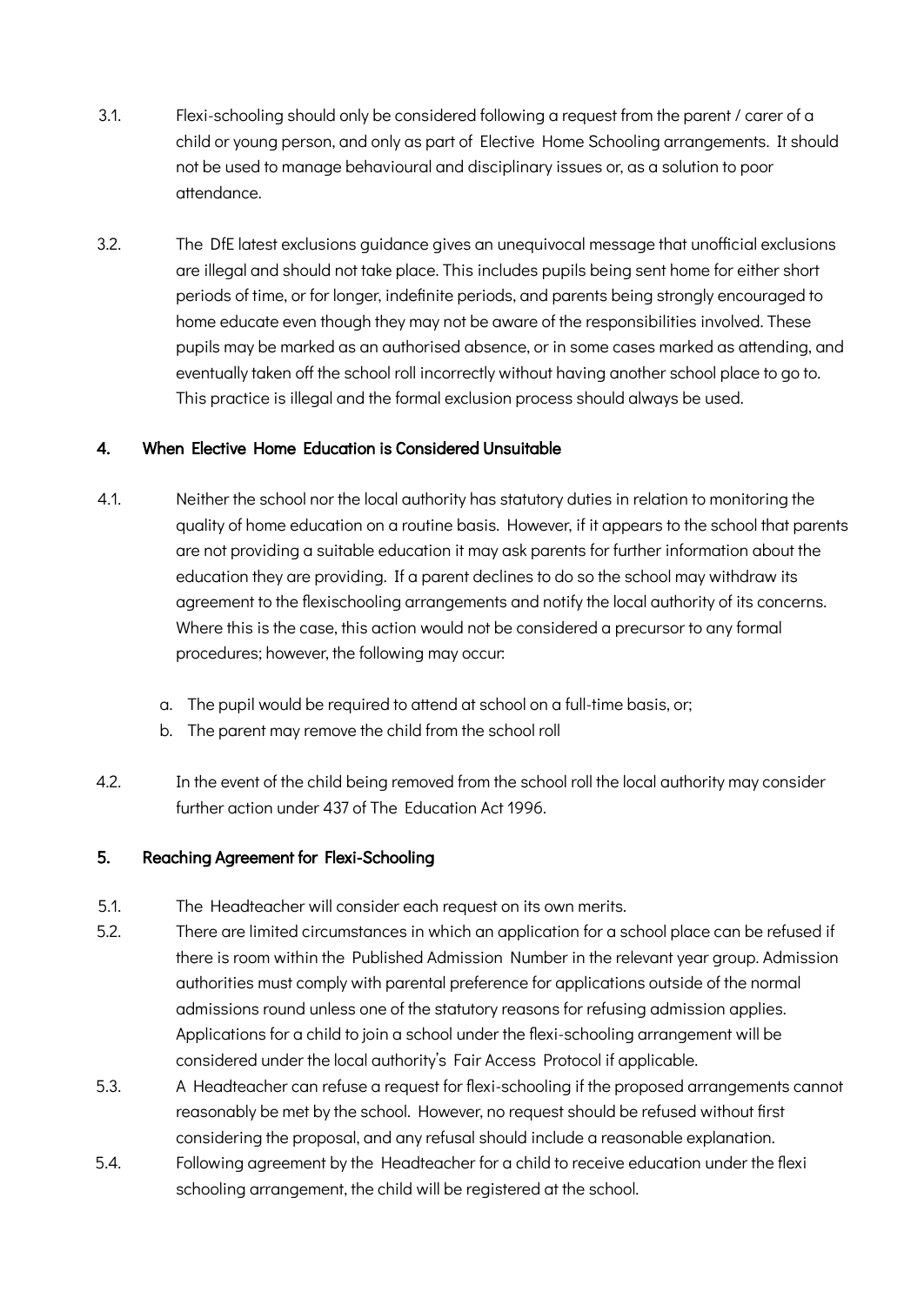3.1. Flexi-schooling should only be considered following a request from the parent / carer of a child or young person, and only as part of Elective Home Schooling arrangements. It should not be used to manage behavioural and disciplinary issues or, as a solution to poor attendance.

3.2. The DfE latest exclusions guidance gives an unequivocal message that unofficial exclusions are illegal and should not take place. This includes pupils being sent home for either short periods of time, or for longer, indefinite periods, and parents being strongly encouraged to home educate even though they may not be aware of the responsibilities involved. These pupils may be marked as an authorised absence, or in some cases marked as attending, and eventually taken off the school roll incorrectly without having another school place to go to. This practice is illegal and the formal exclusion process should always be used.

## 4. When Elective Home Education is Considered Unsuitable

4.1. Neither the school nor the local authority has statutory duties in relation to monitoring the quality of home education on a routine basis. However, if it appears to the school that parents are not providing a suitable education it may ask parents for further information about the education they are providing. If a parent declines to do so the school may withdraw its agreement to the flexischooling arrangements and notify the local authority of its concerns. Where this is the case, this action would not be considered a precursor to any formal procedures; however, the following may occur:

a. The pupil would be required to attend at school on a full-time basis, or;
b. The parent may remove the child from the school roll

4.2. In the event of the child being removed from the school roll the local authority may consider further action under 437 of The Education Act 1996.

## 5. Reaching Agreement for Flexi-Schooling

5.1. The Headteacher will consider each request on its own merits.

5.2. There are limited circumstances in which an application for a school place can be refused if there is room within the Published Admission Number in the relevant year group. Admission authorities must comply with parental preference for applications outside of the normal admissions round unless one of the statutory reasons for refusing admission applies. Applications for a child to join a school under the flexi-schooling arrangement will be considered under the local authority's Fair Access Protocol if applicable.

5.3. A Headteacher can refuse a request for flexi-schooling if the proposed arrangements cannot reasonably be met by the school. However, no request should be refused without first considering the proposal, and any refusal should include a reasonable explanation.

5.4. Following agreement by the Headteacher for a child to receive education under the flexi schooling arrangement, the child will be registered at the school.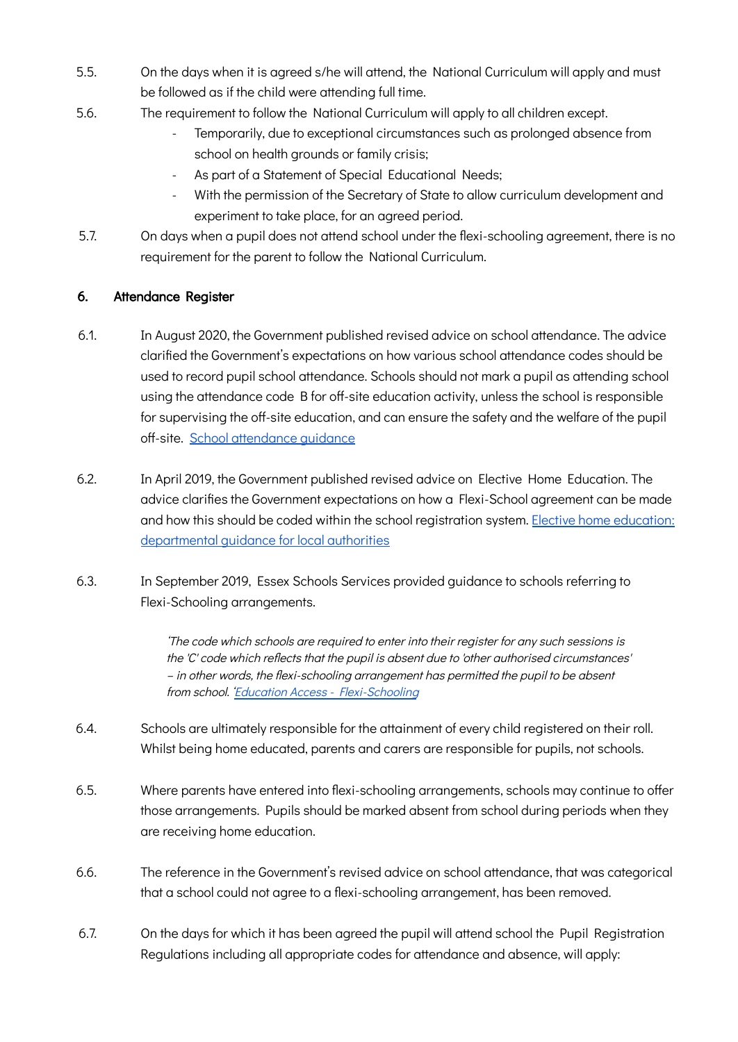5.5. On the days when it is agreed s/he will attend, the National Curriculum will apply and must be followed as if the child were attending full time.

5.6. The requirement to follow the National Curriculum will apply to all children except.

- Temporarily, due to exceptional circumstances such as prolonged absence from school on health grounds or family crisis;
- As part of a Statement of Special Educational Needs;
- With the permission of the Secretary of State to allow curriculum development and experiment to take place, for an agreed period.

5.7. On days when a pupil does not attend school under the flexi-schooling agreement, there is no requirement for the parent to follow the National Curriculum.

## 6. Attendance Register

6.1. In August 2020, the Government published revised advice on school attendance. The advice clarified the Government's expectations on how various school attendance codes should be used to record pupil school attendance. Schools should not mark a pupil as attending school using the attendance code B for off-site education activity, unless the school is responsible for supervising the off-site education, and can ensure the safety and the welfare of the pupil off-site. [School attendance guidance]

6.2. In April 2019, the Government published revised advice on Elective Home Education. The advice clarifies the Government expectations on how a Flexi-School agreement can be made and how this should be coded within the school registration system. [Elective home education: departmental guidance for local authorities]

6.3. In September 2019, Essex Schools Services provided guidance to schools referring to Flexi-Schooling arrangements.

> *'The code which schools are required to enter into their register for any such sessions is the 'C' code which reflects that the pupil is absent due to 'other authorised circumstances' – in other words, the flexi-schooling arrangement has permitted the pupil to be absent from school. '[Education Access - Flexi-Schooling]*

6.4. Schools are ultimately responsible for the attainment of every child registered on their roll. Whilst being home educated, parents and carers are responsible for pupils, not schools.

6.5. Where parents have entered into flexi-schooling arrangements, schools may continue to offer those arrangements. Pupils should be marked absent from school during periods when they are receiving home education.

6.6. The reference in the Government's revised advice on school attendance, that was categorical that a school could not agree to a flexi-schooling arrangement, has been removed.

6.7. On the days for which it has been agreed the pupil will attend school the Pupil Registration Regulations including all appropriate codes for attendance and absence, will apply: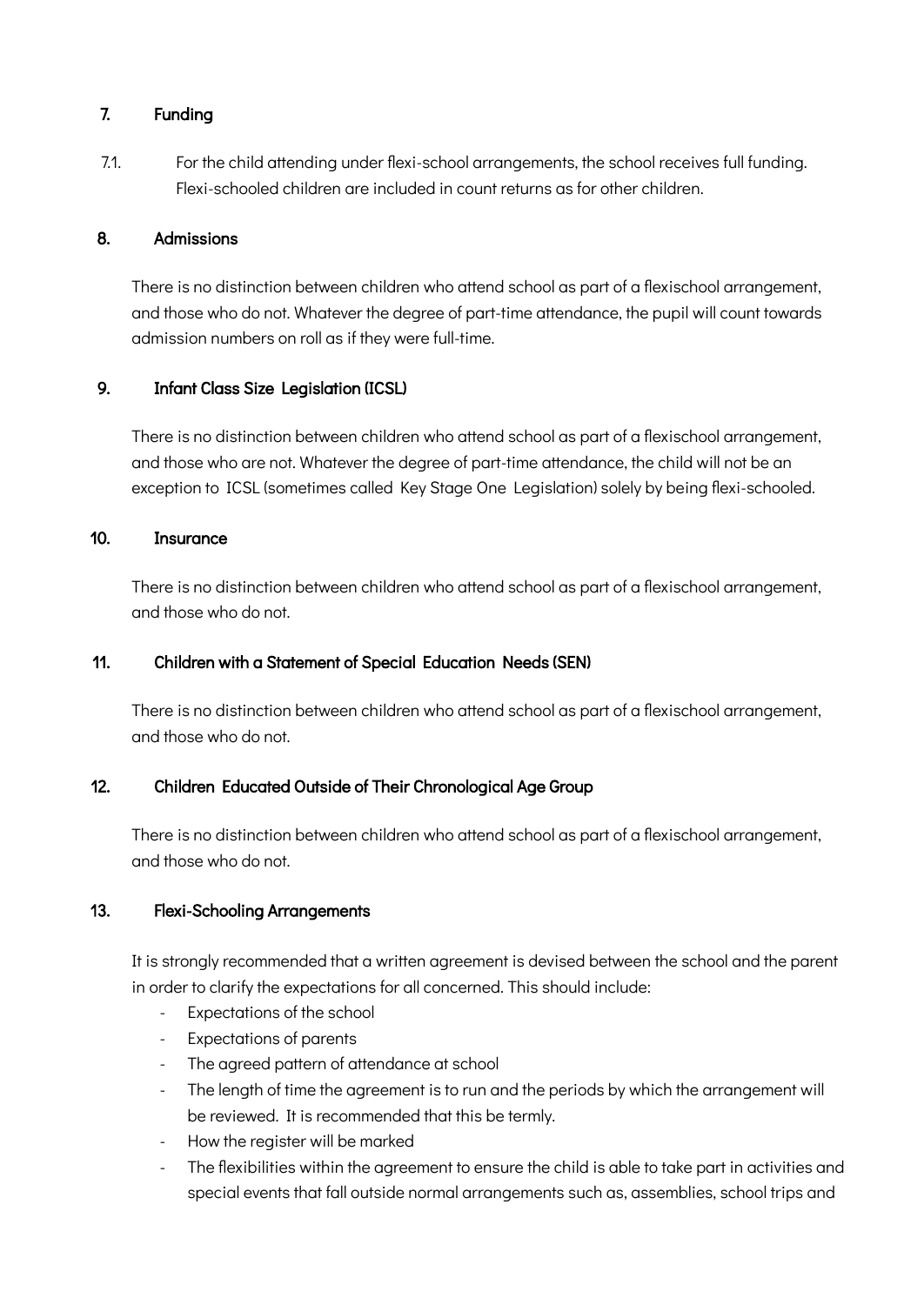## 7. Funding

7.1. For the child attending under flexi-school arrangements, the school receives full funding. Flexi-schooled children are included in count returns as for other children.

## 8. Admissions

There is no distinction between children who attend school as part of a flexischool arrangement, and those who do not. Whatever the degree of part-time attendance, the pupil will count towards admission numbers on roll as if they were full-time.

## 9. Infant Class Size Legislation (ICSL)

There is no distinction between children who attend school as part of a flexischool arrangement, and those who are not. Whatever the degree of part-time attendance, the child will not be an exception to ICSL (sometimes called Key Stage One Legislation) solely by being flexi-schooled.

## 10. Insurance

There is no distinction between children who attend school as part of a flexischool arrangement, and those who do not.

## 11. Children with a Statement of Special Education Needs (SEN)

There is no distinction between children who attend school as part of a flexischool arrangement, and those who do not.

## 12. Children Educated Outside of Their Chronological Age Group

There is no distinction between children who attend school as part of a flexischool arrangement, and those who do not.

## 13. Flexi-Schooling Arrangements

It is strongly recommended that a written agreement is devised between the school and the parent in order to clarify the expectations for all concerned. This should include:

- Expectations of the school
- Expectations of parents
- The agreed pattern of attendance at school
- The length of time the agreement is to run and the periods by which the arrangement will be reviewed. It is recommended that this be termly.
- How the register will be marked
- The flexibilities within the agreement to ensure the child is able to take part in activities and special events that fall outside normal arrangements such as, assemblies, school trips and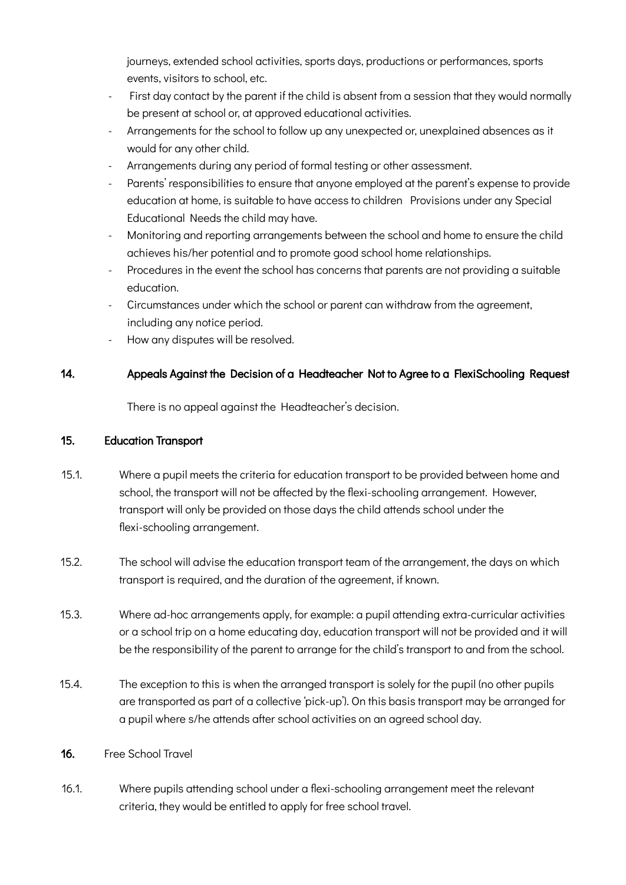journeys, extended school activities, sports days, productions or performances, sports events, visitors to school, etc.

- First day contact by the parent if the child is absent from a session that they would normally be present at school or, at approved educational activities.
- Arrangements for the school to follow up any unexpected or, unexplained absences as it would for any other child.
- Arrangements during any period of formal testing or other assessment.
- Parents' responsibilities to ensure that anyone employed at the parent's expense to provide education at home, is suitable to have access to children Provisions under any Special Educational Needs the child may have.
- Monitoring and reporting arrangements between the school and home to ensure the child achieves his/her potential and to promote good school home relationships.
- Procedures in the event the school has concerns that parents are not providing a suitable education.
- Circumstances under which the school or parent can withdraw from the agreement, including any notice period.
- How any disputes will be resolved.

## 14. Appeals Against the Decision of a Headteacher Not to Agree to a FlexiSchooling Request

There is no appeal against the Headteacher's decision.

## 15. Education Transport

15.1. Where a pupil meets the criteria for education transport to be provided between home and school, the transport will not be affected by the flexi-schooling arrangement. However, transport will only be provided on those days the child attends school under the flexi-schooling arrangement.

15.2. The school will advise the education transport team of the arrangement, the days on which transport is required, and the duration of the agreement, if known.

15.3. Where ad-hoc arrangements apply, for example: a pupil attending extra-curricular activities or a school trip on a home educating day, education transport will not be provided and it will be the responsibility of the parent to arrange for the child's transport to and from the school.

15.4. The exception to this is when the arranged transport is solely for the pupil (no other pupils are transported as part of a collective 'pick-up'). On this basis transport may be arranged for a pupil where s/he attends after school activities on an agreed school day.

## 16. Free School Travel

16.1. Where pupils attending school under a flexi-schooling arrangement meet the relevant criteria, they would be entitled to apply for free school travel.